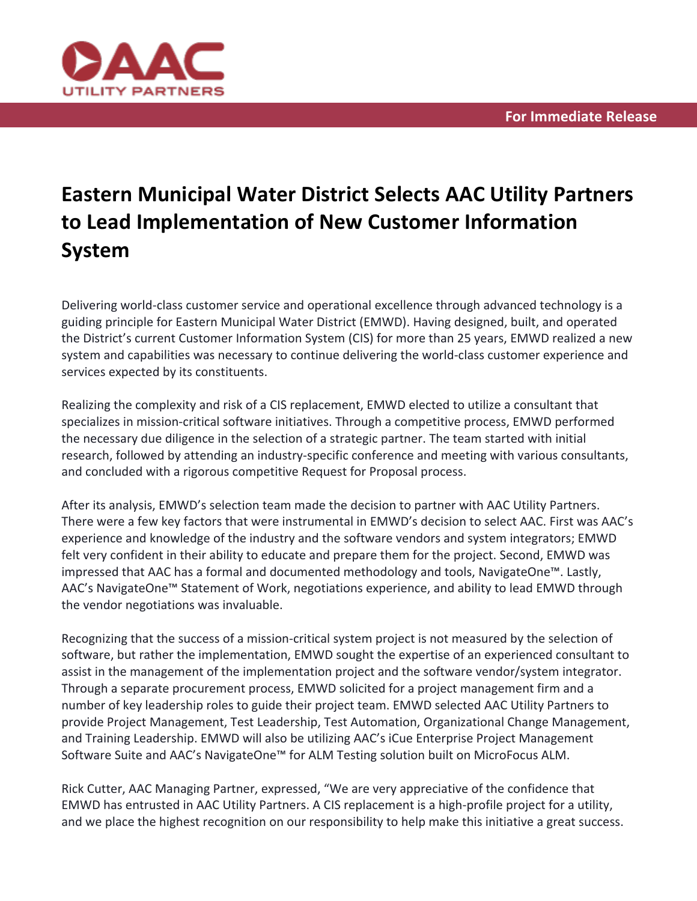**For Immediate Release**

# Eastern Municipal Water District Selects AAC Utility Partners to Lead Implementation of New Customer Information System

Delivering world-class customer service and operational excellence through advanced technology is a guiding principle for Eastern Municipal Water District (EMWD). Having designed, built, and operated the District's current Customer Information System (CIS) for more than 25 years, EMWD realized a new system and capabilities was necessary to continue delivering the world-class customer experience and services expected by its constituents.

Realizing the complexity and risk of a CIS replacement, EMWD elected to utilize a consultant that specializes in mission-critical software initiatives. Through a competitive process, EMWD performed the necessary due diligence in the selection of a strategic partner. The team started with initial research, followed by attending an industry-specific conference and meeting with various consultants, and concluded with a rigorous competitive Request for Proposal process.

After its analysis, EMWD's selection team made the decision to partner with AAC Utility Partners. There were a few key factors that were instrumental in EMWD's decision to select AAC. First was AAC's experience and knowledge of the industry and the software vendors and system integrators; EMWD felt very confident in their ability to educate and prepare them for the project. Second, EMWD was impressed that AAC has a formal and documented methodology and tools, NavigateOne™. Lastly, AAC's NavigateOne™ Statement of Work, negotiations experience, and ability to lead EMWD through the vendor negotiations was invaluable.

Recognizing that the success of a mission-critical system project is not measured by the selection of software, but rather the implementation, EMWD sought the expertise of an experienced consultant to assist in the management of the implementation project and the software vendor/system integrator. Through a separate procurement process, EMWD solicited for a project management firm and a number of key leadership roles to guide their project team. EMWD selected AAC Utility Partners to provide Project Management, Test Leadership, Test Automation, Organizational Change Management, and Training Leadership. EMWD will also be utilizing AAC's iCue Enterprise Project Management Software Suite and AAC's NavigateOne™ for ALM Testing solution built on MicroFocus ALM.

Rick Cutter, AAC Managing Partner, expressed, "We are very appreciative of the confidence that EMWD has entrusted in AAC Utility Partners. A CIS replacement is a high-profile project for a utility, and we place the highest recognition on our responsibility to help make this initiative a great success.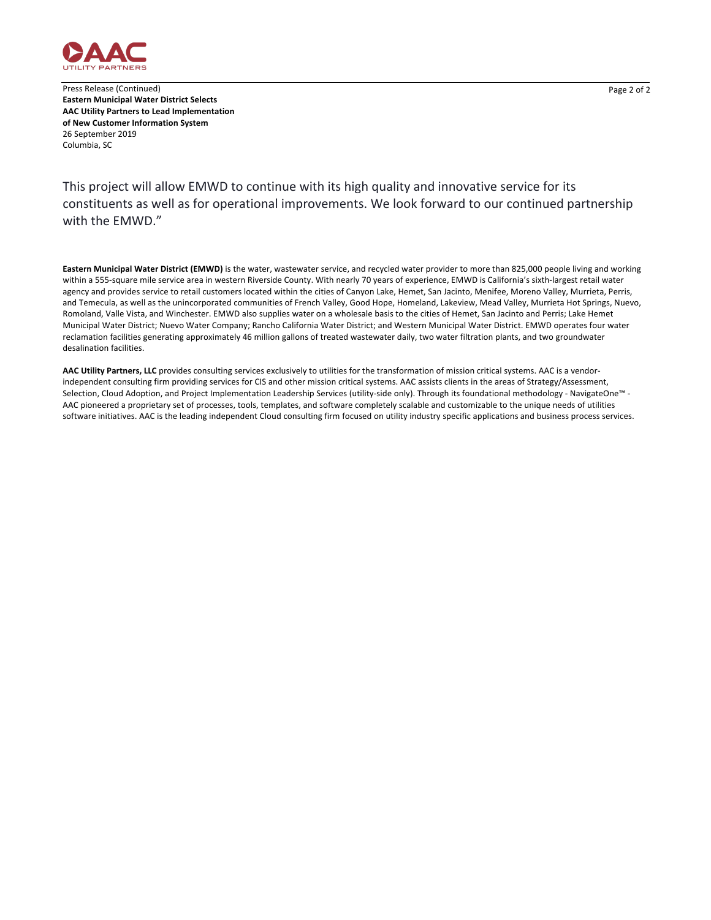Press Release (Continued)
**Eastern Municipal Water District Selects AAC Utility Partners to Lead Implementation of New Customer Information System**
26 September 2019
Columbia, SC

This project will allow EMWD to continue with its high quality and innovative service for its constituents as well as for operational improvements. We look forward to our continued partnership with the EMWD."

**Eastern Municipal Water District (EMWD)** is the water, wastewater service, and recycled water provider to more than 825,000 people living and working within a 555-square mile service area in western Riverside County. With nearly 70 years of experience, EMWD is California's sixth-largest retail water agency and provides service to retail customers located within the cities of Canyon Lake, Hemet, San Jacinto, Menifee, Moreno Valley, Murrieta, Perris, and Temecula, as well as the unincorporated communities of French Valley, Good Hope, Homeland, Lakeview, Mead Valley, Murrieta Hot Springs, Nuevo, Romoland, Valle Vista, and Winchester. EMWD also supplies water on a wholesale basis to the cities of Hemet, San Jacinto and Perris; Lake Hemet Municipal Water District; Nuevo Water Company; Rancho California Water District; and Western Municipal Water District. EMWD operates four water reclamation facilities generating approximately 46 million gallons of treated wastewater daily, two water filtration plants, and two groundwater desalination facilities.

**AAC Utility Partners, LLC** provides consulting services exclusively to utilities for the transformation of mission critical systems. AAC is a vendor-independent consulting firm providing services for CIS and other mission critical systems. AAC assists clients in the areas of Strategy/Assessment, Selection, Cloud Adoption, and Project Implementation Leadership Services (utility-side only). Through its foundational methodology - NavigateOne™ - AAC pioneered a proprietary set of processes, tools, templates, and software completely scalable and customizable to the unique needs of utilities software initiatives. AAC is the leading independent Cloud consulting firm focused on utility industry specific applications and business process services.